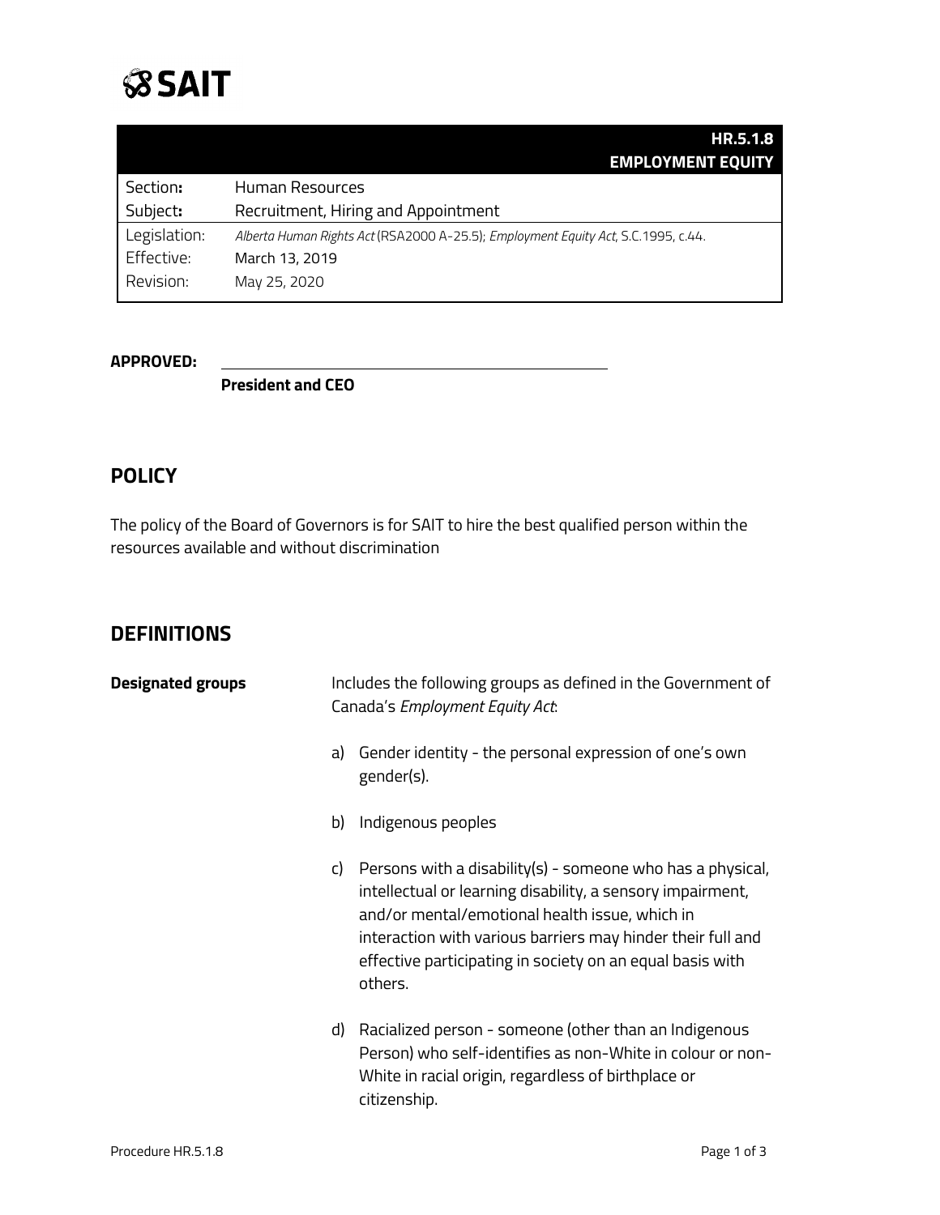SAIT

| | HR.5.1.8<br>EMPLOYMENT EQUITY |
|---|---|
| Section: | Human Resources |
| Subject: | Recruitment, Hiring and Appointment |
| Legislation: | *Alberta Human Rights Act* (RSA2000 A-25.5); *Employment Equity Act*, S.C.1995, c.44. |
| Effective: | March 13, 2019 |
| Revision: | May 25, 2020 |

**APPROVED:** ______________________________

**President and CEO**

## POLICY

The policy of the Board of Governors is for SAIT to hire the best qualified person within the resources available and without discrimination

## DEFINITIONS

**Designated groups**

Includes the following groups as defined in the Government of Canada's *Employment Equity Act*:

a) Gender identity - the personal expression of one's own gender(s).

b) Indigenous peoples

c) Persons with a disability(s) - someone who has a physical, intellectual or learning disability, a sensory impairment, and/or mental/emotional health issue, which in interaction with various barriers may hinder their full and effective participating in society on an equal basis with others.

d) Racialized person - someone (other than an Indigenous Person) who self-identifies as non-White in colour or non-White in racial origin, regardless of birthplace or citizenship.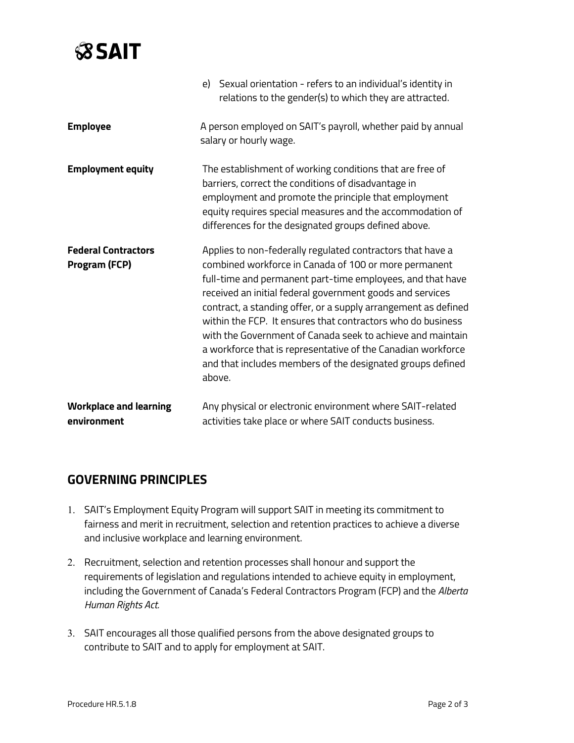e) Sexual orientation - refers to an individual's identity in relations to the gender(s) to which they are attracted.

| | |
|---|---|
| **Employee** | A person employed on SAIT's payroll, whether paid by annual salary or hourly wage. |
| **Employment equity** | The establishment of working conditions that are free of barriers, correct the conditions of disadvantage in employment and promote the principle that employment equity requires special measures and the accommodation of differences for the designated groups defined above. |
| **Federal Contractors Program (FCP)** | Applies to non-federally regulated contractors that have a combined workforce in Canada of 100 or more permanent full-time and permanent part-time employees, and that have received an initial federal government goods and services contract, a standing offer, or a supply arrangement as defined within the FCP. It ensures that contractors who do business with the Government of Canada seek to achieve and maintain a workforce that is representative of the Canadian workforce and that includes members of the designated groups defined above. |
| **Workplace and learning environment** | Any physical or electronic environment where SAIT-related activities take place or where SAIT conducts business. |

## GOVERNING PRINCIPLES

1. SAIT's Employment Equity Program will support SAIT in meeting its commitment to fairness and merit in recruitment, selection and retention practices to achieve a diverse and inclusive workplace and learning environment.

2. Recruitment, selection and retention processes shall honour and support the requirements of legislation and regulations intended to achieve equity in employment, including the Government of Canada's Federal Contractors Program (FCP) and the *Alberta Human Rights Act.*

3. SAIT encourages all those qualified persons from the above designated groups to contribute to SAIT and to apply for employment at SAIT.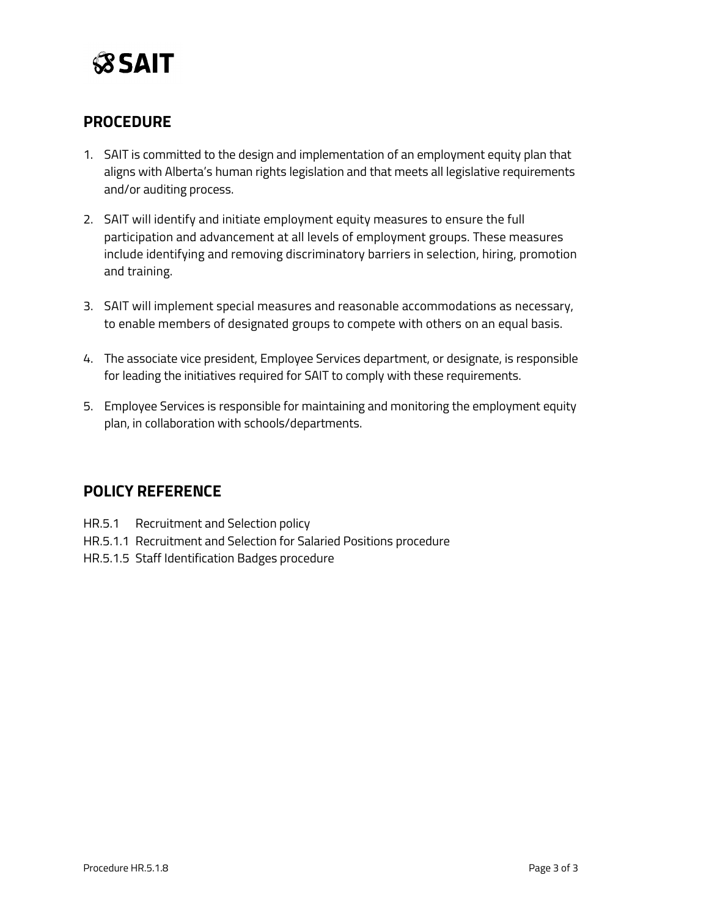## PROCEDURE

1. SAIT is committed to the design and implementation of an employment equity plan that aligns with Alberta's human rights legislation and that meets all legislative requirements and/or auditing process.

2. SAIT will identify and initiate employment equity measures to ensure the full participation and advancement at all levels of employment groups. These measures include identifying and removing discriminatory barriers in selection, hiring, promotion and training.

3. SAIT will implement special measures and reasonable accommodations as necessary, to enable members of designated groups to compete with others on an equal basis.

4. The associate vice president, Employee Services department, or designate, is responsible for leading the initiatives required for SAIT to comply with these requirements.

5. Employee Services is responsible for maintaining and monitoring the employment equity plan, in collaboration with schools/departments.

## POLICY REFERENCE

HR.5.1 Recruitment and Selection policy
HR.5.1.1 Recruitment and Selection for Salaried Positions procedure
HR.5.1.5 Staff Identification Badges procedure